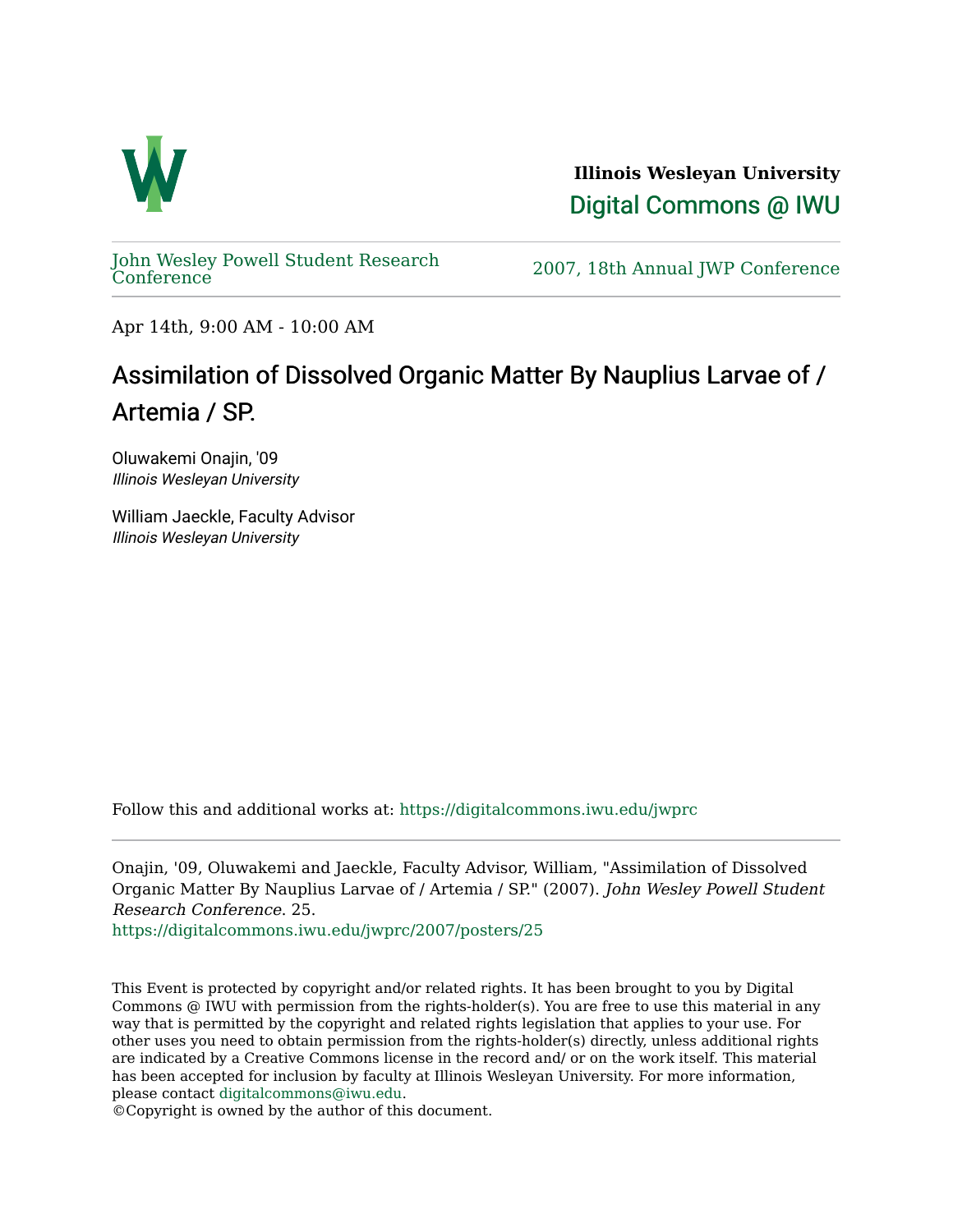**Illinois Wesleyan University**

Digital Commons @ IWU

John Wesley Powell Student Research Conference

2007, 18th Annual JWP Conference

Apr 14th, 9:00 AM - 10:00 AM

# Assimilation of Dissolved Organic Matter By Nauplius Larvae of / Artemia / SP.

Oluwakemi Onajin, '09
*Illinois Wesleyan University*

William Jaeckle, Faculty Advisor
*Illinois Wesleyan University*

Follow this and additional works at: https://digitalcommons.iwu.edu/jwprc

Onajin, '09, Oluwakemi and Jaeckle, Faculty Advisor, William, "Assimilation of Dissolved Organic Matter By Nauplius Larvae of / Artemia / SP." (2007). *John Wesley Powell Student Research Conference*. 25.
https://digitalcommons.iwu.edu/jwprc/2007/posters/25

This Event is protected by copyright and/or related rights. It has been brought to you by Digital Commons @ IWU with permission from the rights-holder(s). You are free to use this material in any way that is permitted by the copyright and related rights legislation that applies to your use. For other uses you need to obtain permission from the rights-holder(s) directly, unless additional rights are indicated by a Creative Commons license in the record and/ or on the work itself. This material has been accepted for inclusion by faculty at Illinois Wesleyan University. For more information, please contact digitalcommons@iwu.edu.
©Copyright is owned by the author of this document.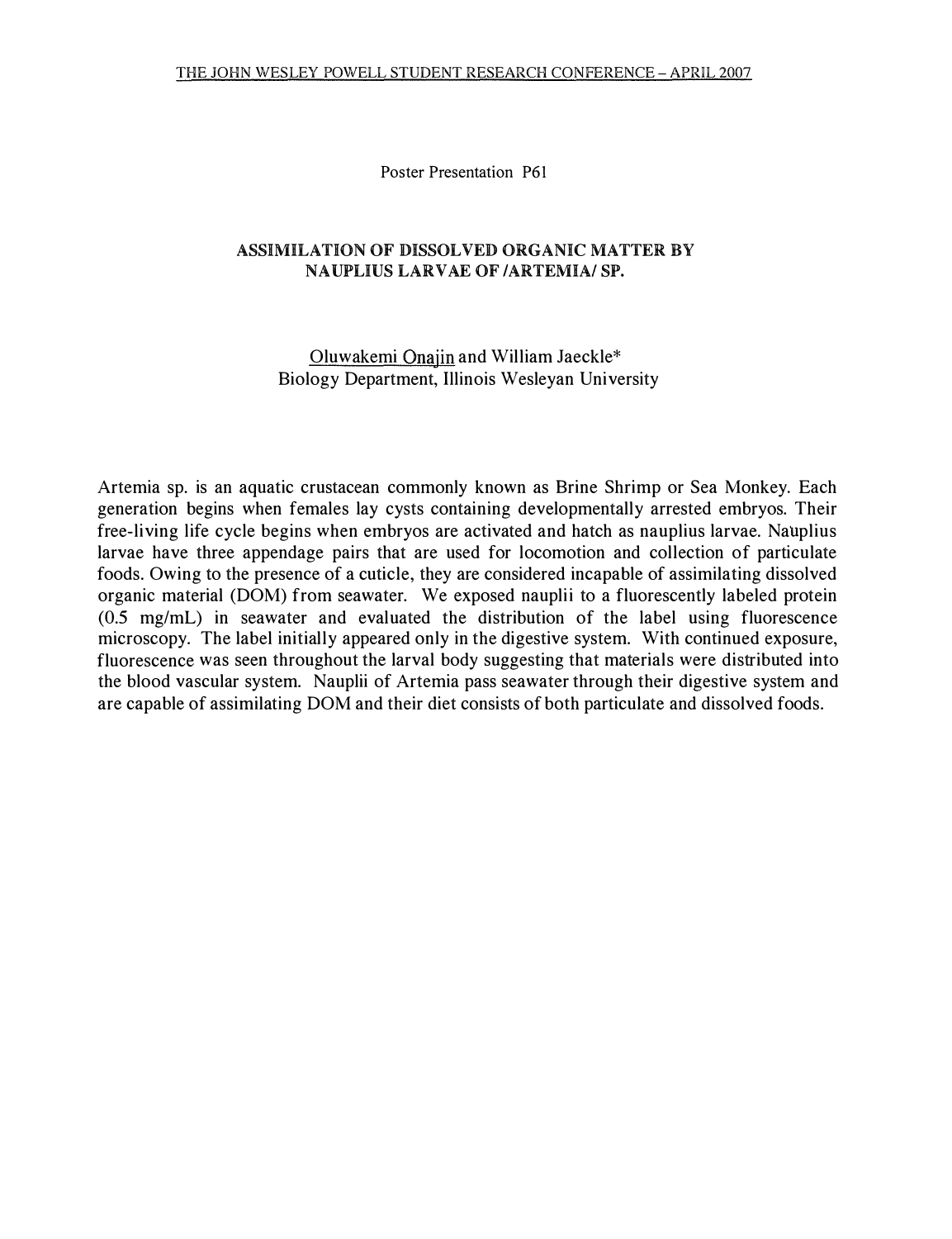Poster Presentation P61

## ASSIMILATION OF DISSOLVED ORGANIC MATTER BY NAUPLIUS LARVAE OF /ARTEMIA/ SP.

Oluwakemi Onajin and William Jaeckle*
Biology Department, Illinois Wesleyan University

Artemia sp. is an aquatic crustacean commonly known as Brine Shrimp or Sea Monkey. Each generation begins when females lay cysts containing developmentally arrested embryos. Their free-living life cycle begins when embryos are activated and hatch as nauplius larvae. Nauplius larvae have three appendage pairs that are used for locomotion and collection of particulate foods. Owing to the presence of a cuticle, they are considered incapable of assimilating dissolved organic material (DOM) from seawater. We exposed nauplii to a fluorescently labeled protein (0.5 mg/mL) in seawater and evaluated the distribution of the label using fluorescence microscopy. The label initially appeared only in the digestive system. With continued exposure, fluorescence was seen throughout the larval body suggesting that materials were distributed into the blood vascular system. Nauplii of Artemia pass seawater through their digestive system and are capable of assimilating DOM and their diet consists of both particulate and dissolved foods.